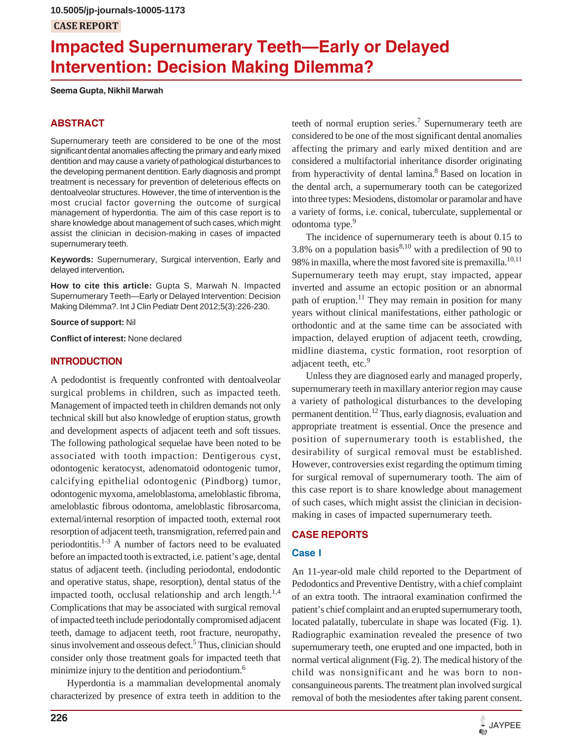10.5005/jp-journals-10005-1173

CASE REPORT

# Impacted Supernumerary Teeth—Early or Delayed Intervention: Decision Making Dilemma?

**Seema Gupta, Nikhil Marwah**

## ABSTRACT

Supernumerary teeth are considered to be one of the most significant dental anomalies affecting the primary and early mixed dentition and may cause a variety of pathological disturbances to the developing permanent dentition. Early diagnosis and prompt treatment is necessary for prevention of deleterious effects on dentoalveolar structures. However, the time of intervention is the most crucial factor governing the outcome of surgical management of hyperdontia. The aim of this case report is to share knowledge about management of such cases, which might assist the clinician in decision-making in cases of impacted supernumerary teeth.

**Keywords:** Supernumerary, Surgical intervention, Early and delayed intervention**.**

**How to cite this article:** Gupta S, Marwah N. Impacted Supernumerary Teeth—Early or Delayed Intervention: Decision Making Dilemma?. Int J Clin Pediatr Dent 2012;5(3):226-230.

**Source of support:** Nil

**Conflict of interest:** None declared

## INTRODUCTION

A pedodontist is frequently confronted with dentoalveolar surgical problems in children, such as impacted teeth. Management of impacted teeth in children demands not only technical skill but also knowledge of eruption status, growth and development aspects of adjacent teeth and soft tissues. The following pathological sequelae have been noted to be associated with tooth impaction: Dentigerous cyst, odontogenic keratocyst, adenomatoid odontogenic tumor, calcifying epithelial odontogenic (Pindborg) tumor, odontogenic myxoma, ameloblastoma, ameloblastic fibroma, ameloblastic fibrous odontoma, ameloblastic fibrosarcoma, external/internal resorption of impacted tooth, external root resorption of adjacent teeth, transmigration, referred pain and periodontitis.[1-3] A number of factors need to be evaluated before an impacted tooth is extracted, i.e. patient's age, dental status of adjacent teeth. (including periodontal, endodontic and operative status, shape, resorption), dental status of the impacted tooth, occlusal relationship and arch length.[1,4] Complications that may be associated with surgical removal of impacted teeth include periodontally compromised adjacent teeth, damage to adjacent teeth, root fracture, neuropathy, sinus involvement and osseous defect.[5] Thus, clinician should consider only those treatment goals for impacted teeth that minimize injury to the dentition and periodontium.[6]

Hyperdontia is a mammalian developmental anomaly characterized by presence of extra teeth in addition to the teeth of normal eruption series.[7] Supernumerary teeth are considered to be one of the most significant dental anomalies affecting the primary and early mixed dentition and are considered a multifactorial inheritance disorder originating from hyperactivity of dental lamina.[8] Based on location in the dental arch, a supernumerary tooth can be categorized into three types: Mesiodens, distomolar or paramolar and have a variety of forms, i.e. conical, tuberculate, supplemental or odontoma type.[9]

The incidence of supernumerary teeth is about 0.15 to 3.8% on a population basis[8,10] with a predilection of 90 to 98% in maxilla, where the most favored site is premaxilla.[10,11] Supernumerary teeth may erupt, stay impacted, appear inverted and assume an ectopic position or an abnormal path of eruption.[11] They may remain in position for many years without clinical manifestations, either pathologic or orthodontic and at the same time can be associated with impaction, delayed eruption of adjacent teeth, crowding, midline diastema, cystic formation, root resorption of adjacent teeth, etc.[9]

Unless they are diagnosed early and managed properly, supernumerary teeth in maxillary anterior region may cause a variety of pathological disturbances to the developing permanent dentition.[12] Thus, early diagnosis, evaluation and appropriate treatment is essential. Once the presence and position of supernumerary tooth is established, the desirability of surgical removal must be established. However, controversies exist regarding the optimum timing for surgical removal of supernumerary tooth. The aim of this case report is to share knowledge about management of such cases, which might assist the clinician in decision-making in cases of impacted supernumerary teeth.

## CASE REPORTS

### Case I

An 11-year-old male child reported to the Department of Pedodontics and Preventive Dentistry, with a chief complaint of an extra tooth. The intraoral examination confirmed the patient's chief complaint and an erupted supernumerary tooth, located palatally, tuberculate in shape was located (Fig. 1). Radiographic examination revealed the presence of two supernumerary teeth, one erupted and one impacted, both in normal vertical alignment (Fig. 2). The medical history of the child was nonsignificant and he was born to non-consanguineous parents. The treatment plan involved surgical removal of both the mesiodentes after taking parent consent.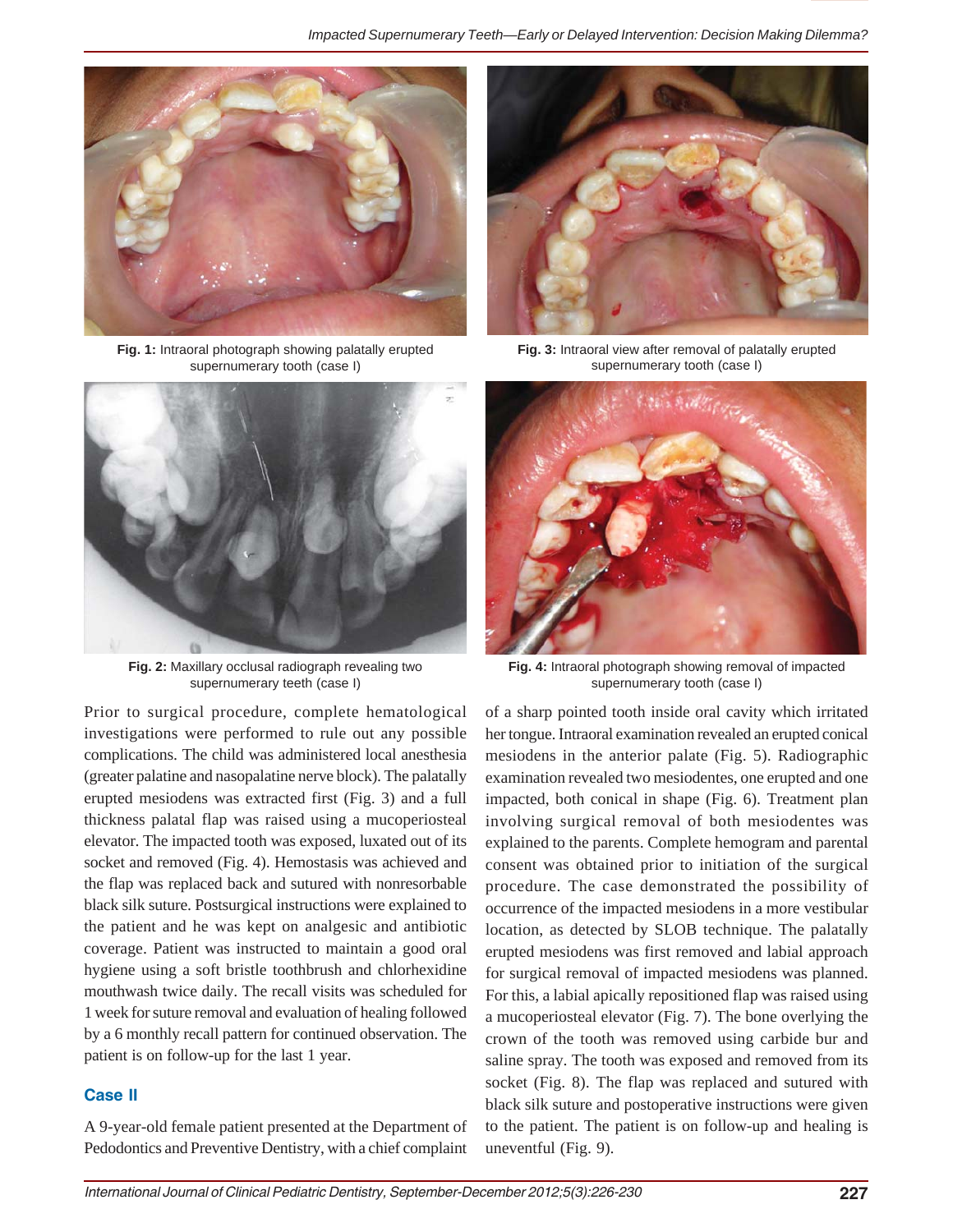Fig. 1: Intraoral photograph showing palatally erupted supernumerary tooth (case I)

Fig. 3: Intraoral view after removal of palatally erupted supernumerary tooth (case I)

Fig. 2: Maxillary occlusal radiograph revealing two supernumerary teeth (case I)

Fig. 4: Intraoral photograph showing removal of impacted supernumerary tooth (case I)

Prior to surgical procedure, complete hematological investigations were performed to rule out any possible complications. The child was administered local anesthesia (greater palatine and nasopalatine nerve block). The palatally erupted mesiodens was extracted first (Fig. 3) and a full thickness palatal flap was raised using a mucoperiosteal elevator. The impacted tooth was exposed, luxated out of its socket and removed (Fig. 4). Hemostasis was achieved and the flap was replaced back and sutured with nonresorbable black silk suture. Postsurgical instructions were explained to the patient and he was kept on analgesic and antibiotic coverage. Patient was instructed to maintain a good oral hygiene using a soft bristle toothbrush and chlorhexidine mouthwash twice daily. The recall visits was scheduled for 1 week for suture removal and evaluation of healing followed by a 6 monthly recall pattern for continued observation. The patient is on follow-up for the last 1 year.

## Case II

A 9-year-old female patient presented at the Department of Pedodontics and Preventive Dentistry, with a chief complaint of a sharp pointed tooth inside oral cavity which irritated her tongue. Intraoral examination revealed an erupted conical mesiodens in the anterior palate (Fig. 5). Radiographic examination revealed two mesiodentes, one erupted and one impacted, both conical in shape (Fig. 6). Treatment plan involving surgical removal of both mesiodentes was explained to the parents. Complete hemogram and parental consent was obtained prior to initiation of the surgical procedure. The case demonstrated the possibility of occurrence of the impacted mesiodens in a more vestibular location, as detected by SLOB technique. The palatally erupted mesiodens was first removed and labial approach for surgical removal of impacted mesiodens was planned. For this, a labial apically repositioned flap was raised using a mucoperiosteal elevator (Fig. 7). The bone overlying the crown of the tooth was removed using carbide bur and saline spray. The tooth was exposed and removed from its socket (Fig. 8). The flap was replaced and sutured with black silk suture and postoperative instructions were given to the patient. The patient is on follow-up and healing is uneventful (Fig. 9).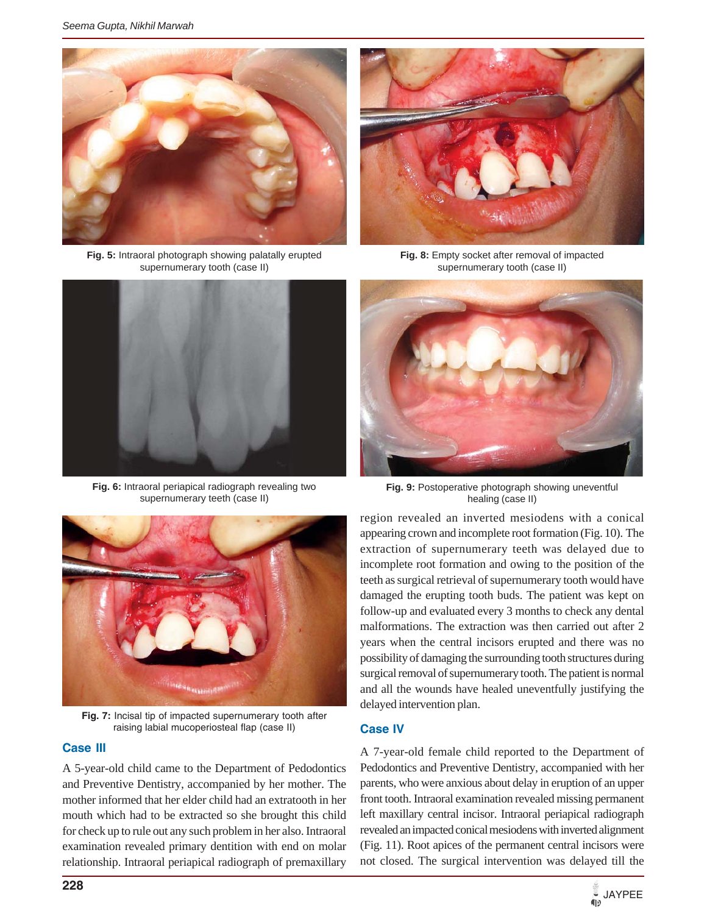Fig. 5: Intraoral photograph showing palatally erupted supernumerary tooth (case II)

Fig. 6: Intraoral periapical radiograph revealing two supernumerary teeth (case II)

Fig. 7: Incisal tip of impacted supernumerary tooth after raising labial mucoperiosteal flap (case II)

## Case III

A 5-year-old child came to the Department of Pedodontics and Preventive Dentistry, accompanied by her mother. The mother informed that her elder child had an extratooth in her mouth which had to be extracted so she brought this child for check up to rule out any such problem in her also. Intraoral examination revealed primary dentition with end on molar relationship. Intraoral periapical radiograph of premaxillary region revealed an inverted mesiodens with a conical appearing crown and incomplete root formation (Fig. 10). The extraction of supernumerary teeth was delayed due to incomplete root formation and owing to the position of the teeth as surgical retrieval of supernumerary tooth would have damaged the erupting tooth buds. The patient was kept on follow-up and evaluated every 3 months to check any dental malformations. The extraction was then carried out after 2 years when the central incisors erupted and there was no possibility of damaging the surrounding tooth structures during surgical removal of supernumerary tooth. The patient is normal and all the wounds have healed uneventfully justifying the delayed intervention plan.

Fig. 8: Empty socket after removal of impacted supernumerary tooth (case II)

Fig. 9: Postoperative photograph showing uneventful healing (case II)

## Case IV

A 7-year-old female child reported to the Department of Pedodontics and Preventive Dentistry, accompanied with her parents, who were anxious about delay in eruption of an upper front tooth. Intraoral examination revealed missing permanent left maxillary central incisor. Intraoral periapical radiograph revealed an impacted conical mesiodens with inverted alignment (Fig. 11). Root apices of the permanent central incisors were not closed. The surgical intervention was delayed till the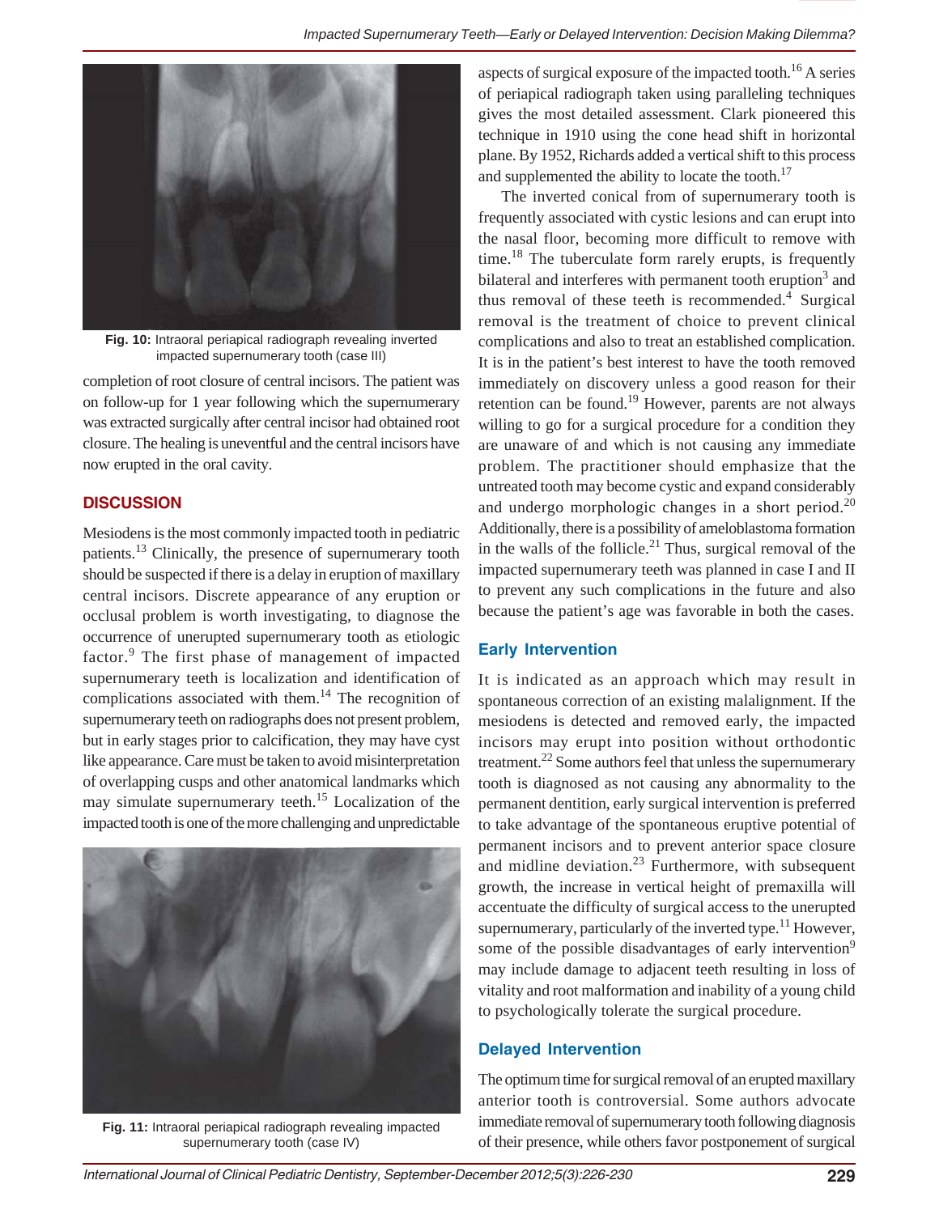Fig. 10: Intraoral periapical radiograph revealing inverted impacted supernumerary tooth (case III)

completion of root closure of central incisors. The patient was on follow-up for 1 year following which the supernumerary was extracted surgically after central incisor had obtained root closure. The healing is uneventful and the central incisors have now erupted in the oral cavity.

## DISCUSSION

Mesiodens is the most commonly impacted tooth in pediatric patients.[13] Clinically, the presence of supernumerary tooth should be suspected if there is a delay in eruption of maxillary central incisors. Discrete appearance of any eruption or occlusal problem is worth investigating, to diagnose the occurrence of unerupted supernumerary tooth as etiologic factor.[9] The first phase of management of impacted supernumerary teeth is localization and identification of complications associated with them.[14] The recognition of supernumerary teeth on radiographs does not present problem, but in early stages prior to calcification, they may have cyst like appearance. Care must be taken to avoid misinterpretation of overlapping cusps and other anatomical landmarks which may simulate supernumerary teeth.[15] Localization of the impacted tooth is one of the more challenging and unpredictable aspects of surgical exposure of the impacted tooth.[16] A series of periapical radiograph taken using paralleling techniques gives the most detailed assessment. Clark pioneered this technique in 1910 using the cone head shift in horizontal plane. By 1952, Richards added a vertical shift to this process and supplemented the ability to locate the tooth.[17]

Fig. 11: Intraoral periapical radiograph revealing impacted supernumerary tooth (case IV)

The inverted conical from of supernumerary tooth is frequently associated with cystic lesions and can erupt into the nasal floor, becoming more difficult to remove with time.[18] The tuberculate form rarely erupts, is frequently bilateral and interferes with permanent tooth eruption[3] and thus removal of these teeth is recommended.[4] Surgical removal is the treatment of choice to prevent clinical complications and also to treat an established complication. It is in the patient's best interest to have the tooth removed immediately on discovery unless a good reason for their retention can be found.[19] However, parents are not always willing to go for a surgical procedure for a condition they are unaware of and which is not causing any immediate problem. The practitioner should emphasize that the untreated tooth may become cystic and expand considerably and undergo morphologic changes in a short period.[20] Additionally, there is a possibility of ameloblastoma formation in the walls of the follicle.[21] Thus, surgical removal of the impacted supernumerary teeth was planned in case I and II to prevent any such complications in the future and also because the patient's age was favorable in both the cases.

### Early Intervention

It is indicated as an approach which may result in spontaneous correction of an existing malalignment. If the mesiodens is detected and removed early, the impacted incisors may erupt into position without orthodontic treatment.[22] Some authors feel that unless the supernumerary tooth is diagnosed as not causing any abnormality to the permanent dentition, early surgical intervention is preferred to take advantage of the spontaneous eruptive potential of permanent incisors and to prevent anterior space closure and midline deviation.[23] Furthermore, with subsequent growth, the increase in vertical height of premaxilla will accentuate the difficulty of surgical access to the unerupted supernumerary, particularly of the inverted type.[11] However, some of the possible disadvantages of early intervention[9] may include damage to adjacent teeth resulting in loss of vitality and root malformation and inability of a young child to psychologically tolerate the surgical procedure.

### Delayed Intervention

The optimum time for surgical removal of an erupted maxillary anterior tooth is controversial. Some authors advocate immediate removal of supernumerary tooth following diagnosis of their presence, while others favor postponement of surgical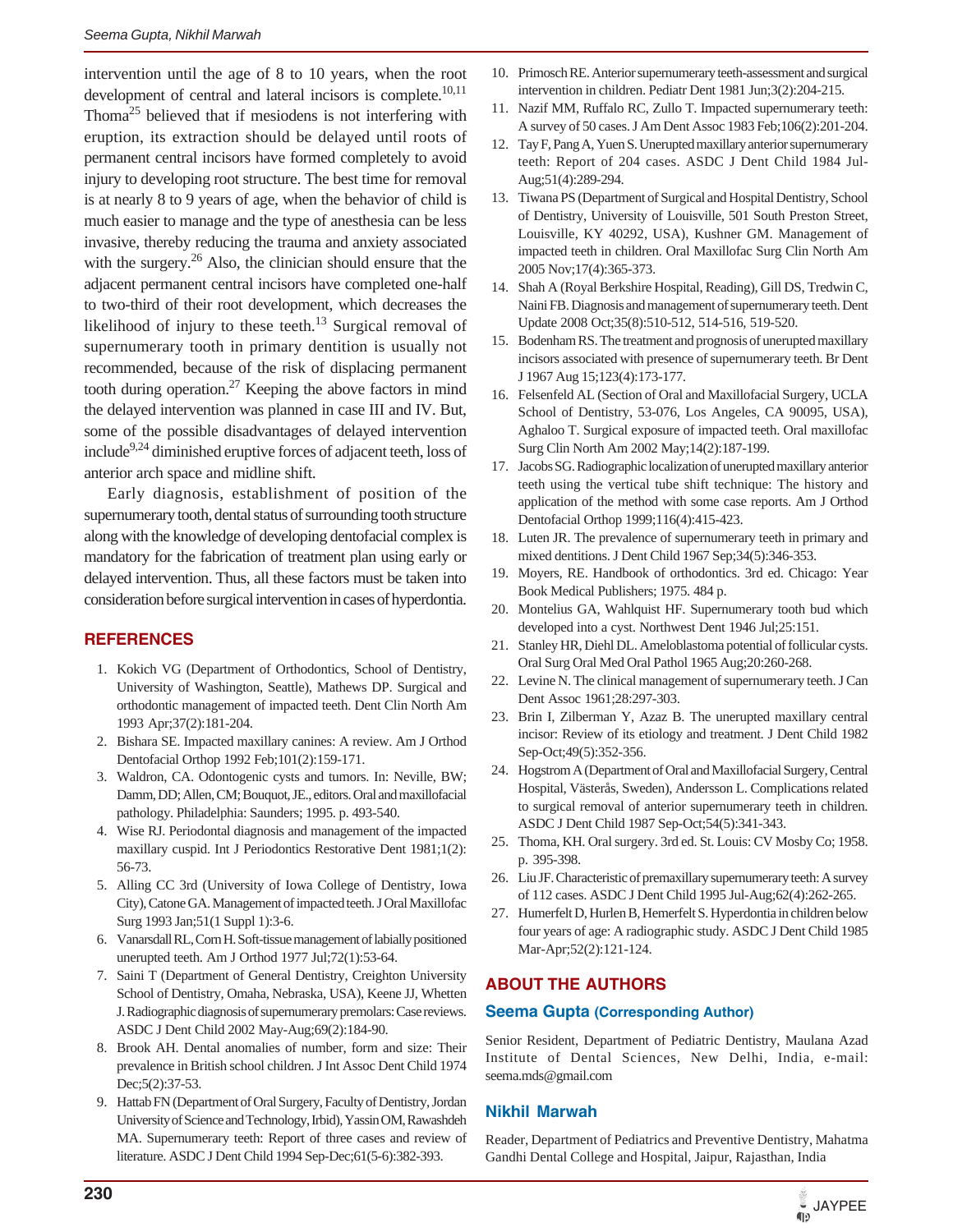intervention until the age of 8 to 10 years, when the root development of central and lateral incisors is complete.[10,11] Thoma[25] believed that if mesiodens is not interfering with eruption, its extraction should be delayed until roots of permanent central incisors have formed completely to avoid injury to developing root structure. The best time for removal is at nearly 8 to 9 years of age, when the behavior of child is much easier to manage and the type of anesthesia can be less invasive, thereby reducing the trauma and anxiety associated with the surgery.[26] Also, the clinician should ensure that the adjacent permanent central incisors have completed one-half to two-third of their root development, which decreases the likelihood of injury to these teeth.[13] Surgical removal of supernumerary tooth in primary dentition is usually not recommended, because of the risk of displacing permanent tooth during operation.[27] Keeping the above factors in mind the delayed intervention was planned in case III and IV. But, some of the possible disadvantages of delayed intervention include[9,24] diminished eruptive forces of adjacent teeth, loss of anterior arch space and midline shift.

Early diagnosis, establishment of position of the supernumerary tooth, dental status of surrounding tooth structure along with the knowledge of developing dentofacial complex is mandatory for the fabrication of treatment plan using early or delayed intervention. Thus, all these factors must be taken into consideration before surgical intervention in cases of hyperdontia.

## REFERENCES

1. Kokich VG (Department of Orthodontics, School of Dentistry, University of Washington, Seattle), Mathews DP. Surgical and orthodontic management of impacted teeth. Dent Clin North Am 1993 Apr;37(2):181-204.
2. Bishara SE. Impacted maxillary canines: A review. Am J Orthod Dentofacial Orthop 1992 Feb;101(2):159-171.
3. Waldron, CA. Odontogenic cysts and tumors. In: Neville, BW; Damm, DD; Allen, CM; Bouquot, JE., editors. Oral and maxillofacial pathology. Philadelphia: Saunders; 1995. p. 493-540.
4. Wise RJ. Periodontal diagnosis and management of the impacted maxillary cuspid. Int J Periodontics Restorative Dent 1981;1(2): 56-73.
5. Alling CC 3rd (University of Iowa College of Dentistry, Iowa City), Catone GA. Management of impacted teeth. J Oral Maxillofac Surg 1993 Jan;51(1 Suppl 1):3-6.
6. Vanarsdall RL, Corn H. Soft-tissue management of labially positioned unerupted teeth. Am J Orthod 1977 Jul;72(1):53-64.
7. Saini T (Department of General Dentistry, Creighton University School of Dentistry, Omaha, Nebraska, USA), Keene JJ, Whetten J. Radiographic diagnosis of supernumerary premolars: Case reviews. ASDC J Dent Child 2002 May-Aug;69(2):184-90.
8. Brook AH. Dental anomalies of number, form and size: Their prevalence in British school children. J Int Assoc Dent Child 1974 Dec;5(2):37-53.
9. Hattab FN (Department of Oral Surgery, Faculty of Dentistry, Jordan University of Science and Technology, Irbid), Yassin OM, Rawashdeh MA. Supernumerary teeth: Report of three cases and review of literature. ASDC J Dent Child 1994 Sep-Dec;61(5-6):382-393.
10. Primosch RE. Anterior supernumerary teeth-assessment and surgical intervention in children. Pediatr Dent 1981 Jun;3(2):204-215.
11. Nazif MM, Ruffalo RC, Zullo T. Impacted supernumerary teeth: A survey of 50 cases. J Am Dent Assoc 1983 Feb;106(2):201-204.
12. Tay F, Pang A, Yuen S. Unerupted maxillary anterior supernumerary teeth: Report of 204 cases. ASDC J Dent Child 1984 Jul-Aug;51(4):289-294.
13. Tiwana PS (Department of Surgical and Hospital Dentistry, School of Dentistry, University of Louisville, 501 South Preston Street, Louisville, KY 40292, USA), Kushner GM. Management of impacted teeth in children. Oral Maxillofac Surg Clin North Am 2005 Nov;17(4):365-373.
14. Shah A (Royal Berkshire Hospital, Reading), Gill DS, Tredwin C, Naini FB. Diagnosis and management of supernumerary teeth. Dent Update 2008 Oct;35(8):510-512, 514-516, 519-520.
15. Bodenham RS. The treatment and prognosis of unerupted maxillary incisors associated with presence of supernumerary teeth. Br Dent J 1967 Aug 15;123(4):173-177.
16. Felsenfeld AL (Section of Oral and Maxillofacial Surgery, UCLA School of Dentistry, 53-076, Los Angeles, CA 90095, USA), Aghaloo T. Surgical exposure of impacted teeth. Oral maxillofac Surg Clin North Am 2002 May;14(2):187-199.
17. Jacobs SG. Radiographic localization of unerupted maxillary anterior teeth using the vertical tube shift technique: The history and application of the method with some case reports. Am J Orthod Dentofacial Orthop 1999;116(4):415-423.
18. Luten JR. The prevalence of supernumerary teeth in primary and mixed dentitions. J Dent Child 1967 Sep;34(5):346-353.
19. Moyers, RE. Handbook of orthodontics. 3rd ed. Chicago: Year Book Medical Publishers; 1975. 484 p.
20. Montelius GA, Wahlquist HF. Supernumerary tooth bud which developed into a cyst. Northwest Dent 1946 Jul;25:151.
21. Stanley HR, Diehl DL. Ameloblastoma potential of follicular cysts. Oral Surg Oral Med Oral Pathol 1965 Aug;20:260-268.
22. Levine N. The clinical management of supernumerary teeth. J Can Dent Assoc 1961;28:297-303.
23. Brin I, Zilberman Y, Azaz B. The unerupted maxillary central incisor: Review of its etiology and treatment. J Dent Child 1982 Sep-Oct;49(5):352-356.
24. Hogstrom A (Department of Oral and Maxillofacial Surgery, Central Hospital, Västerås, Sweden), Andersson L. Complications related to surgical removal of anterior supernumerary teeth in children. ASDC J Dent Child 1987 Sep-Oct;54(5):341-343.
25. Thoma, KH. Oral surgery. 3rd ed. St. Louis: CV Mosby Co; 1958. p. 395-398.
26. Liu JF. Characteristic of premaxillary supernumerary teeth: A survey of 112 cases. ASDC J Dent Child 1995 Jul-Aug;62(4):262-265.
27. Humerfelt D, Hurlen B, Hemerfelt S. Hyperdontia in children below four years of age: A radiographic study. ASDC J Dent Child 1985 Mar-Apr;52(2):121-124.

## ABOUT THE AUTHORS

### Seema Gupta (Corresponding Author)

Senior Resident, Department of Pediatric Dentistry, Maulana Azad Institute of Dental Sciences, New Delhi, India, e-mail: seema.mds@gmail.com

### Nikhil Marwah

Reader, Department of Pediatrics and Preventive Dentistry, Mahatma Gandhi Dental College and Hospital, Jaipur, Rajasthan, India